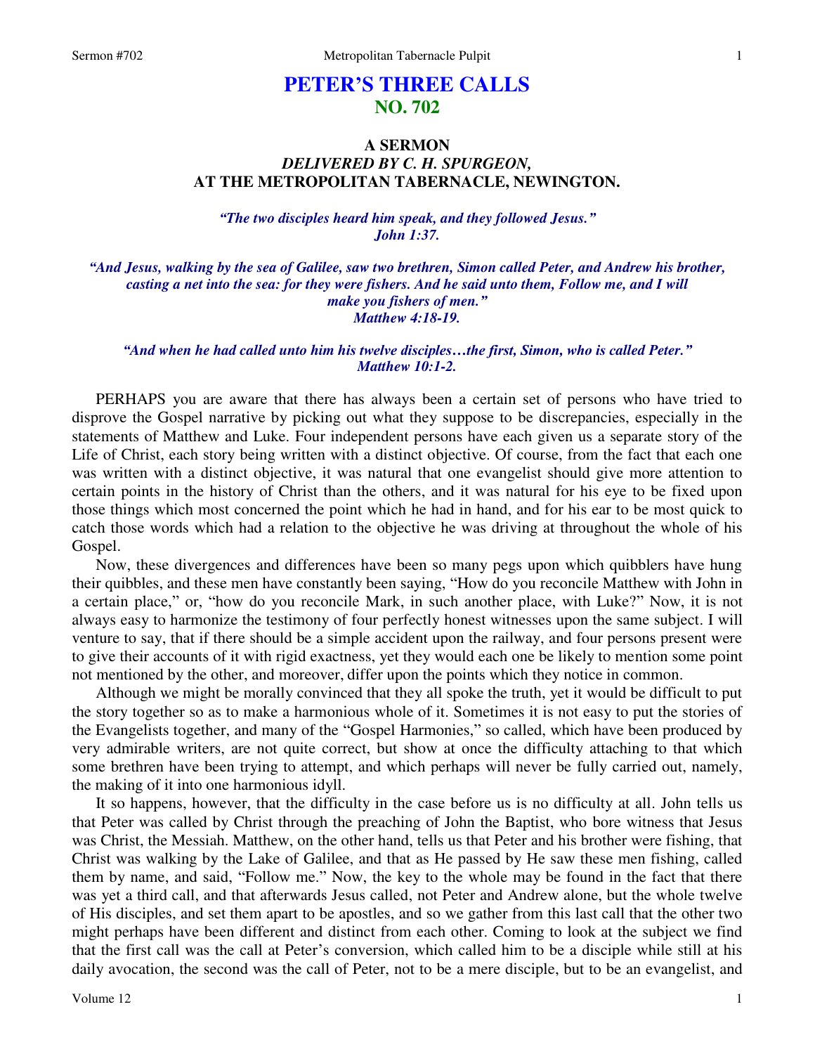# PETER'S THREE CALLS
## NO. 702

### A SERMON
### *DELIVERED BY C. H. SPURGEON,*
### AT THE METROPOLITAN TABERNACLE, NEWINGTON.

*"The two disciples heard him speak, and they followed Jesus."*
*John 1:37.*

*"And Jesus, walking by the sea of Galilee, saw two brethren, Simon called Peter, and Andrew his brother, casting a net into the sea: for they were fishers. And he said unto them, Follow me, and I will make you fishers of men."*
*Matthew 4:18-19.*

*"And when he had called unto him his twelve disciples…the first, Simon, who is called Peter."*
*Matthew 10:1-2.*

PERHAPS you are aware that there has always been a certain set of persons who have tried to disprove the Gospel narrative by picking out what they suppose to be discrepancies, especially in the statements of Matthew and Luke. Four independent persons have each given us a separate story of the Life of Christ, each story being written with a distinct objective. Of course, from the fact that each one was written with a distinct objective, it was natural that one evangelist should give more attention to certain points in the history of Christ than the others, and it was natural for his eye to be fixed upon those things which most concerned the point which he had in hand, and for his ear to be most quick to catch those words which had a relation to the objective he was driving at throughout the whole of his Gospel.

Now, these divergences and differences have been so many pegs upon which quibblers have hung their quibbles, and these men have constantly been saying, "How do you reconcile Matthew with John in a certain place," or, "how do you reconcile Mark, in such another place, with Luke?" Now, it is not always easy to harmonize the testimony of four perfectly honest witnesses upon the same subject. I will venture to say, that if there should be a simple accident upon the railway, and four persons present were to give their accounts of it with rigid exactness, yet they would each one be likely to mention some point not mentioned by the other, and moreover, differ upon the points which they notice in common.

Although we might be morally convinced that they all spoke the truth, yet it would be difficult to put the story together so as to make a harmonious whole of it. Sometimes it is not easy to put the stories of the Evangelists together, and many of the "Gospel Harmonies," so called, which have been produced by very admirable writers, are not quite correct, but show at once the difficulty attaching to that which some brethren have been trying to attempt, and which perhaps will never be fully carried out, namely, the making of it into one harmonious idyll.

It so happens, however, that the difficulty in the case before us is no difficulty at all. John tells us that Peter was called by Christ through the preaching of John the Baptist, who bore witness that Jesus was Christ, the Messiah. Matthew, on the other hand, tells us that Peter and his brother were fishing, that Christ was walking by the Lake of Galilee, and that as He passed by He saw these men fishing, called them by name, and said, "Follow me." Now, the key to the whole may be found in the fact that there was yet a third call, and that afterwards Jesus called, not Peter and Andrew alone, but the whole twelve of His disciples, and set them apart to be apostles, and so we gather from this last call that the other two might perhaps have been different and distinct from each other. Coming to look at the subject we find that the first call was the call at Peter's conversion, which called him to be a disciple while still at his daily avocation, the second was the call of Peter, not to be a mere disciple, but to be an evangelist, and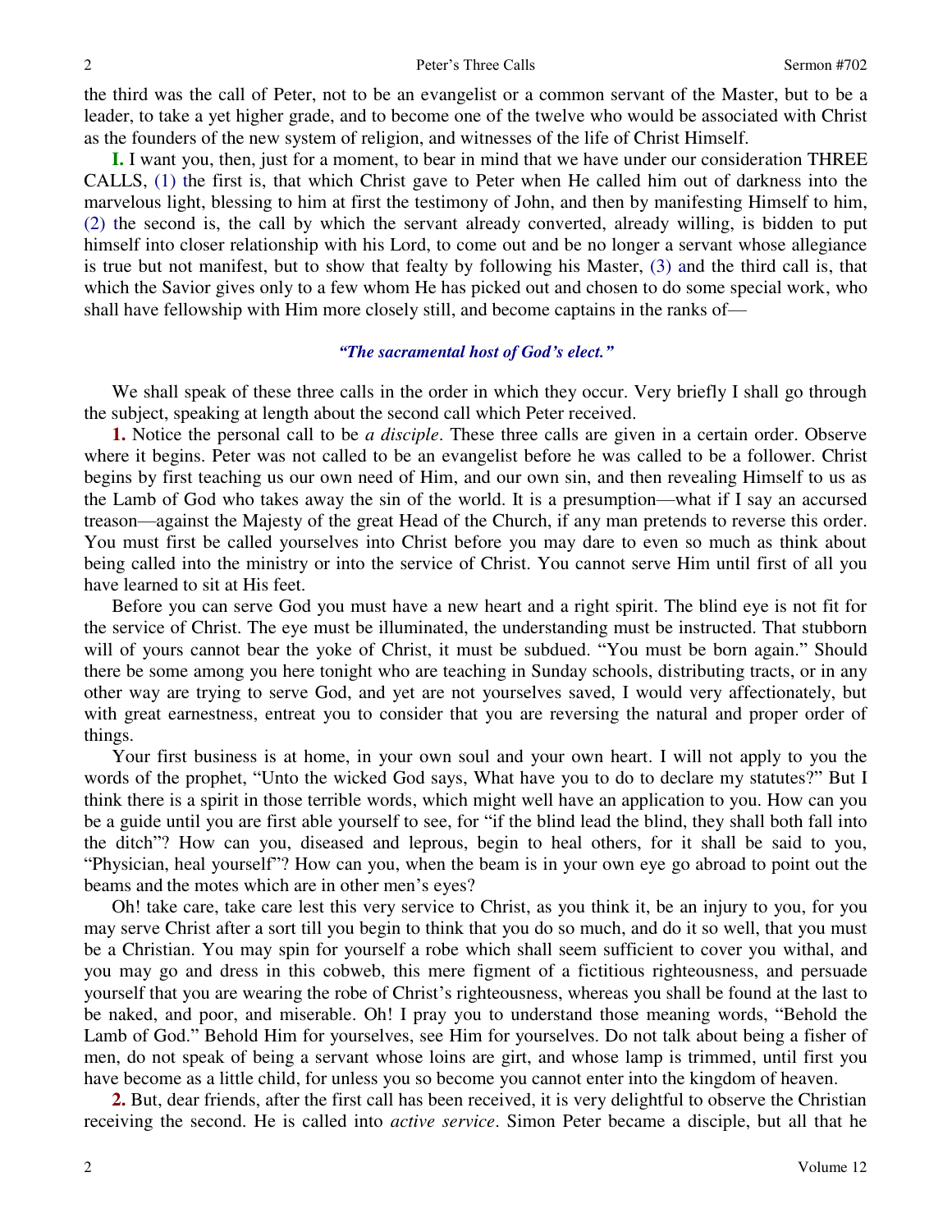the third was the call of Peter, not to be an evangelist or a common servant of the Master, but to be a leader, to take a yet higher grade, and to become one of the twelve who would be associated with Christ as the founders of the new system of religion, and witnesses of the life of Christ Himself.

**I.** I want you, then, just for a moment, to bear in mind that we have under our consideration THREE CALLS, (1) the first is, that which Christ gave to Peter when He called him out of darkness into the marvelous light, blessing to him at first the testimony of John, and then by manifesting Himself to him, (2) the second is, the call by which the servant already converted, already willing, is bidden to put himself into closer relationship with his Lord, to come out and be no longer a servant whose allegiance is true but not manifest, but to show that fealty by following his Master, (3) and the third call is, that which the Savior gives only to a few whom He has picked out and chosen to do some special work, who shall have fellowship with Him more closely still, and become captains in the ranks of—

*"The sacramental host of God's elect."*

We shall speak of these three calls in the order in which they occur. Very briefly I shall go through the subject, speaking at length about the second call which Peter received.

**1.** Notice the personal call to be *a disciple*. These three calls are given in a certain order. Observe where it begins. Peter was not called to be an evangelist before he was called to be a follower. Christ begins by first teaching us our own need of Him, and our own sin, and then revealing Himself to us as the Lamb of God who takes away the sin of the world. It is a presumption—what if I say an accursed treason—against the Majesty of the great Head of the Church, if any man pretends to reverse this order. You must first be called yourselves into Christ before you may dare to even so much as think about being called into the ministry or into the service of Christ. You cannot serve Him until first of all you have learned to sit at His feet.

Before you can serve God you must have a new heart and a right spirit. The blind eye is not fit for the service of Christ. The eye must be illuminated, the understanding must be instructed. That stubborn will of yours cannot bear the yoke of Christ, it must be subdued. "You must be born again." Should there be some among you here tonight who are teaching in Sunday schools, distributing tracts, or in any other way are trying to serve God, and yet are not yourselves saved, I would very affectionately, but with great earnestness, entreat you to consider that you are reversing the natural and proper order of things.

Your first business is at home, in your own soul and your own heart. I will not apply to you the words of the prophet, "Unto the wicked God says, What have you to do to declare my statutes?" But I think there is a spirit in those terrible words, which might well have an application to you. How can you be a guide until you are first able yourself to see, for "if the blind lead the blind, they shall both fall into the ditch"? How can you, diseased and leprous, begin to heal others, for it shall be said to you, "Physician, heal yourself"? How can you, when the beam is in your own eye go abroad to point out the beams and the motes which are in other men's eyes?

Oh! take care, take care lest this very service to Christ, as you think it, be an injury to you, for you may serve Christ after a sort till you begin to think that you do so much, and do it so well, that you must be a Christian. You may spin for yourself a robe which shall seem sufficient to cover you withal, and you may go and dress in this cobweb, this mere figment of a fictitious righteousness, and persuade yourself that you are wearing the robe of Christ's righteousness, whereas you shall be found at the last to be naked, and poor, and miserable. Oh! I pray you to understand those meaning words, "Behold the Lamb of God." Behold Him for yourselves, see Him for yourselves. Do not talk about being a fisher of men, do not speak of being a servant whose loins are girt, and whose lamp is trimmed, until first you have become as a little child, for unless you so become you cannot enter into the kingdom of heaven.

**2.** But, dear friends, after the first call has been received, it is very delightful to observe the Christian receiving the second. He is called into *active service*. Simon Peter became a disciple, but all that he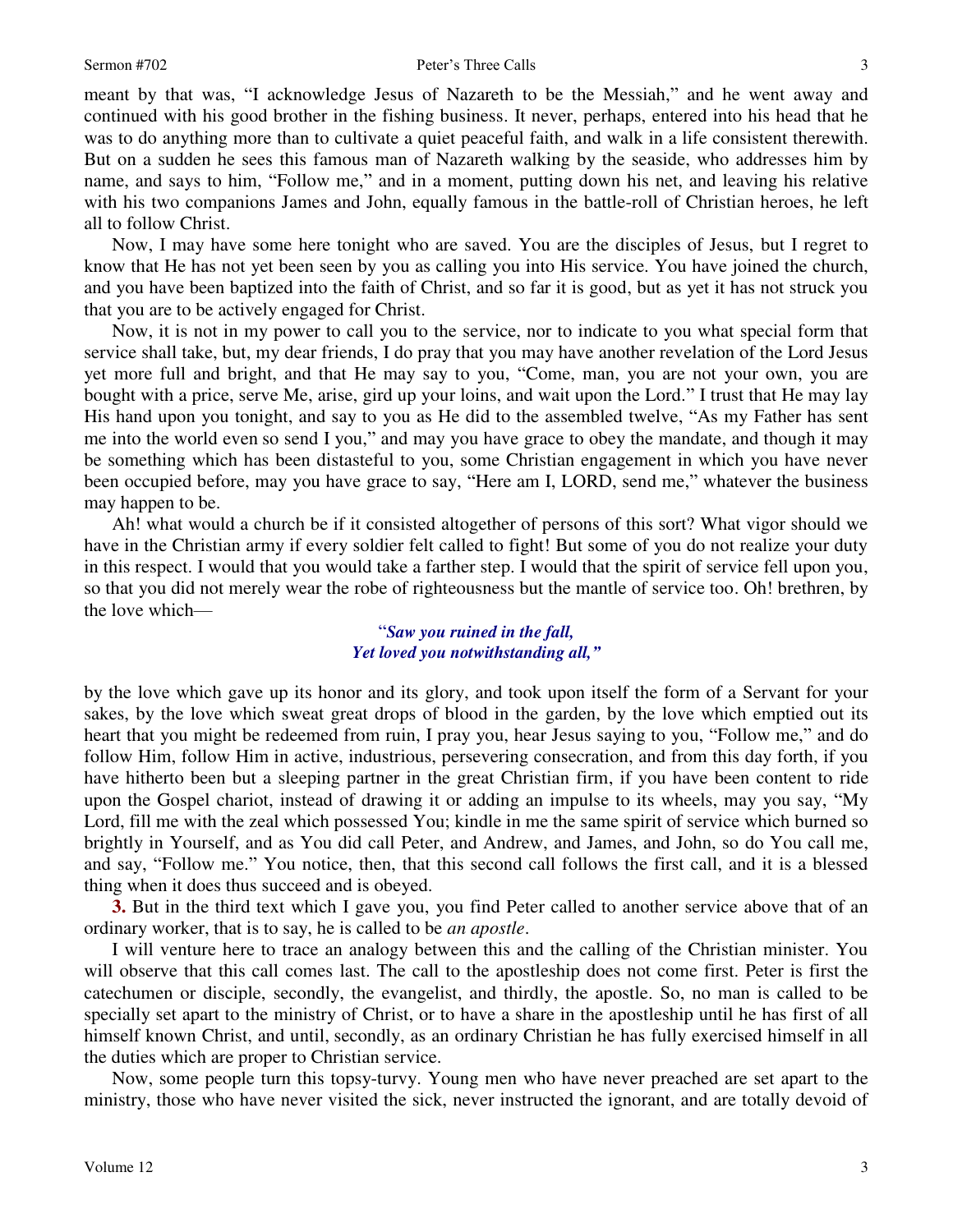meant by that was, "I acknowledge Jesus of Nazareth to be the Messiah," and he went away and continued with his good brother in the fishing business. It never, perhaps, entered into his head that he was to do anything more than to cultivate a quiet peaceful faith, and walk in a life consistent therewith. But on a sudden he sees this famous man of Nazareth walking by the seaside, who addresses him by name, and says to him, "Follow me," and in a moment, putting down his net, and leaving his relative with his two companions James and John, equally famous in the battle-roll of Christian heroes, he left all to follow Christ.

Now, I may have some here tonight who are saved. You are the disciples of Jesus, but I regret to know that He has not yet been seen by you as calling you into His service. You have joined the church, and you have been baptized into the faith of Christ, and so far it is good, but as yet it has not struck you that you are to be actively engaged for Christ.

Now, it is not in my power to call you to the service, nor to indicate to you what special form that service shall take, but, my dear friends, I do pray that you may have another revelation of the Lord Jesus yet more full and bright, and that He may say to you, "Come, man, you are not your own, you are bought with a price, serve Me, arise, gird up your loins, and wait upon the Lord." I trust that He may lay His hand upon you tonight, and say to you as He did to the assembled twelve, "As my Father has sent me into the world even so send I you," and may you have grace to obey the mandate, and though it may be something which has been distasteful to you, some Christian engagement in which you have never been occupied before, may you have grace to say, "Here am I, LORD, send me," whatever the business may happen to be.

Ah! what would a church be if it consisted altogether of persons of this sort? What vigor should we have in the Christian army if every soldier felt called to fight! But some of you do not realize your duty in this respect. I would that you would take a farther step. I would that the spirit of service fell upon you, so that you did not merely wear the robe of righteousness but the mantle of service too. Oh! brethren, by the love which—

"*Saw you ruined in the fall,*
*Yet loved you notwithstanding all,*"

by the love which gave up its honor and its glory, and took upon itself the form of a Servant for your sakes, by the love which sweat great drops of blood in the garden, by the love which emptied out its heart that you might be redeemed from ruin, I pray you, hear Jesus saying to you, "Follow me," and do follow Him, follow Him in active, industrious, persevering consecration, and from this day forth, if you have hitherto been but a sleeping partner in the great Christian firm, if you have been content to ride upon the Gospel chariot, instead of drawing it or adding an impulse to its wheels, may you say, "My Lord, fill me with the zeal which possessed You; kindle in me the same spirit of service which burned so brightly in Yourself, and as You did call Peter, and Andrew, and James, and John, so do You call me, and say, "Follow me." You notice, then, that this second call follows the first call, and it is a blessed thing when it does thus succeed and is obeyed.

**3.** But in the third text which I gave you, you find Peter called to another service above that of an ordinary worker, that is to say, he is called to be *an apostle*.

I will venture here to trace an analogy between this and the calling of the Christian minister. You will observe that this call comes last. The call to the apostleship does not come first. Peter is first the catechumen or disciple, secondly, the evangelist, and thirdly, the apostle. So, no man is called to be specially set apart to the ministry of Christ, or to have a share in the apostleship until he has first of all himself known Christ, and until, secondly, as an ordinary Christian he has fully exercised himself in all the duties which are proper to Christian service.

Now, some people turn this topsy-turvy. Young men who have never preached are set apart to the ministry, those who have never visited the sick, never instructed the ignorant, and are totally devoid of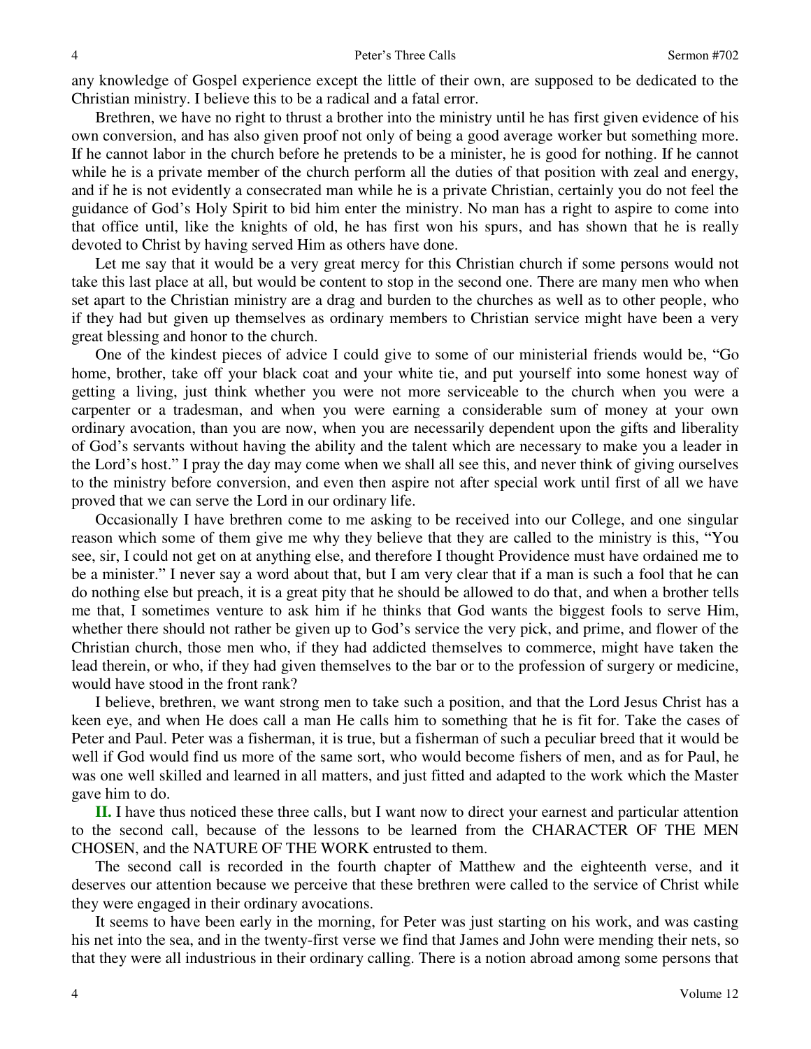any knowledge of Gospel experience except the little of their own, are supposed to be dedicated to the Christian ministry. I believe this to be a radical and a fatal error.

Brethren, we have no right to thrust a brother into the ministry until he has first given evidence of his own conversion, and has also given proof not only of being a good average worker but something more. If he cannot labor in the church before he pretends to be a minister, he is good for nothing. If he cannot while he is a private member of the church perform all the duties of that position with zeal and energy, and if he is not evidently a consecrated man while he is a private Christian, certainly you do not feel the guidance of God's Holy Spirit to bid him enter the ministry. No man has a right to aspire to come into that office until, like the knights of old, he has first won his spurs, and has shown that he is really devoted to Christ by having served Him as others have done.

Let me say that it would be a very great mercy for this Christian church if some persons would not take this last place at all, but would be content to stop in the second one. There are many men who when set apart to the Christian ministry are a drag and burden to the churches as well as to other people, who if they had but given up themselves as ordinary members to Christian service might have been a very great blessing and honor to the church.

One of the kindest pieces of advice I could give to some of our ministerial friends would be, "Go home, brother, take off your black coat and your white tie, and put yourself into some honest way of getting a living, just think whether you were not more serviceable to the church when you were a carpenter or a tradesman, and when you were earning a considerable sum of money at your own ordinary avocation, than you are now, when you are necessarily dependent upon the gifts and liberality of God's servants without having the ability and the talent which are necessary to make you a leader in the Lord's host." I pray the day may come when we shall all see this, and never think of giving ourselves to the ministry before conversion, and even then aspire not after special work until first of all we have proved that we can serve the Lord in our ordinary life.

Occasionally I have brethren come to me asking to be received into our College, and one singular reason which some of them give me why they believe that they are called to the ministry is this, "You see, sir, I could not get on at anything else, and therefore I thought Providence must have ordained me to be a minister." I never say a word about that, but I am very clear that if a man is such a fool that he can do nothing else but preach, it is a great pity that he should be allowed to do that, and when a brother tells me that, I sometimes venture to ask him if he thinks that God wants the biggest fools to serve Him, whether there should not rather be given up to God's service the very pick, and prime, and flower of the Christian church, those men who, if they had addicted themselves to commerce, might have taken the lead therein, or who, if they had given themselves to the bar or to the profession of surgery or medicine, would have stood in the front rank?

I believe, brethren, we want strong men to take such a position, and that the Lord Jesus Christ has a keen eye, and when He does call a man He calls him to something that he is fit for. Take the cases of Peter and Paul. Peter was a fisherman, it is true, but a fisherman of such a peculiar breed that it would be well if God would find us more of the same sort, who would become fishers of men, and as for Paul, he was one well skilled and learned in all matters, and just fitted and adapted to the work which the Master gave him to do.

**II.** I have thus noticed these three calls, but I want now to direct your earnest and particular attention to the second call, because of the lessons to be learned from the CHARACTER OF THE MEN CHOSEN, and the NATURE OF THE WORK entrusted to them.

The second call is recorded in the fourth chapter of Matthew and the eighteenth verse, and it deserves our attention because we perceive that these brethren were called to the service of Christ while they were engaged in their ordinary avocations.

It seems to have been early in the morning, for Peter was just starting on his work, and was casting his net into the sea, and in the twenty-first verse we find that James and John were mending their nets, so that they were all industrious in their ordinary calling. There is a notion abroad among some persons that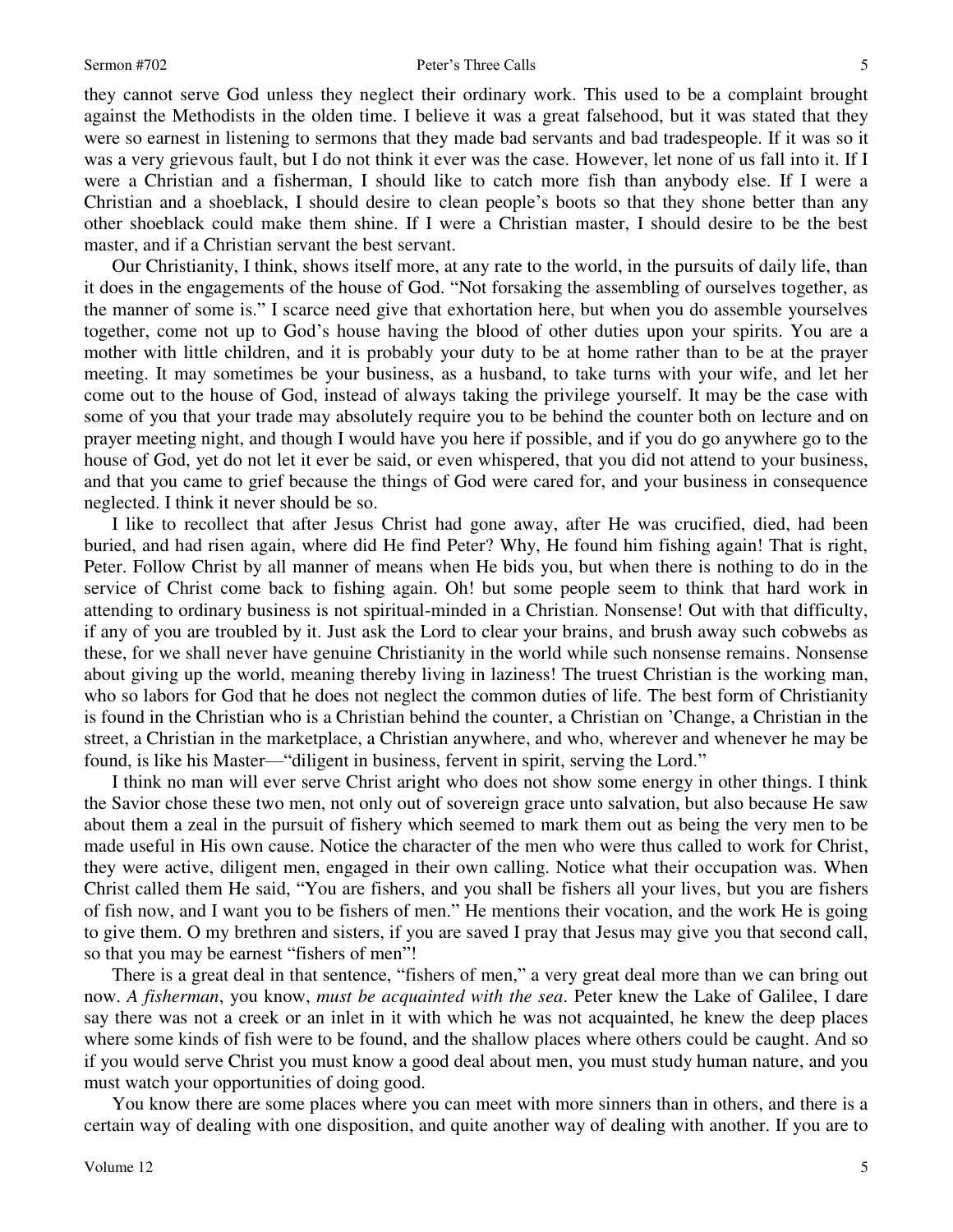they cannot serve God unless they neglect their ordinary work. This used to be a complaint brought against the Methodists in the olden time. I believe it was a great falsehood, but it was stated that they were so earnest in listening to sermons that they made bad servants and bad tradespeople. If it was so it was a very grievous fault, but I do not think it ever was the case. However, let none of us fall into it. If I were a Christian and a fisherman, I should like to catch more fish than anybody else. If I were a Christian and a shoeblack, I should desire to clean people's boots so that they shone better than any other shoeblack could make them shine. If I were a Christian master, I should desire to be the best master, and if a Christian servant the best servant.

Our Christianity, I think, shows itself more, at any rate to the world, in the pursuits of daily life, than it does in the engagements of the house of God. "Not forsaking the assembling of ourselves together, as the manner of some is." I scarce need give that exhortation here, but when you do assemble yourselves together, come not up to God's house having the blood of other duties upon your spirits. You are a mother with little children, and it is probably your duty to be at home rather than to be at the prayer meeting. It may sometimes be your business, as a husband, to take turns with your wife, and let her come out to the house of God, instead of always taking the privilege yourself. It may be the case with some of you that your trade may absolutely require you to be behind the counter both on lecture and on prayer meeting night, and though I would have you here if possible, and if you do go anywhere go to the house of God, yet do not let it ever be said, or even whispered, that you did not attend to your business, and that you came to grief because the things of God were cared for, and your business in consequence neglected. I think it never should be so.

I like to recollect that after Jesus Christ had gone away, after He was crucified, died, had been buried, and had risen again, where did He find Peter? Why, He found him fishing again! That is right, Peter. Follow Christ by all manner of means when He bids you, but when there is nothing to do in the service of Christ come back to fishing again. Oh! but some people seem to think that hard work in attending to ordinary business is not spiritual-minded in a Christian. Nonsense! Out with that difficulty, if any of you are troubled by it. Just ask the Lord to clear your brains, and brush away such cobwebs as these, for we shall never have genuine Christianity in the world while such nonsense remains. Nonsense about giving up the world, meaning thereby living in laziness! The truest Christian is the working man, who so labors for God that he does not neglect the common duties of life. The best form of Christianity is found in the Christian who is a Christian behind the counter, a Christian on 'Change, a Christian in the street, a Christian in the marketplace, a Christian anywhere, and who, wherever and whenever he may be found, is like his Master—"diligent in business, fervent in spirit, serving the Lord."

I think no man will ever serve Christ aright who does not show some energy in other things. I think the Savior chose these two men, not only out of sovereign grace unto salvation, but also because He saw about them a zeal in the pursuit of fishery which seemed to mark them out as being the very men to be made useful in His own cause. Notice the character of the men who were thus called to work for Christ, they were active, diligent men, engaged in their own calling. Notice what their occupation was. When Christ called them He said, "You are fishers, and you shall be fishers all your lives, but you are fishers of fish now, and I want you to be fishers of men." He mentions their vocation, and the work He is going to give them. O my brethren and sisters, if you are saved I pray that Jesus may give you that second call, so that you may be earnest "fishers of men"!

There is a great deal in that sentence, "fishers of men," a very great deal more than we can bring out now. *A fisherman*, you know, *must be acquainted with the sea*. Peter knew the Lake of Galilee, I dare say there was not a creek or an inlet in it with which he was not acquainted, he knew the deep places where some kinds of fish were to be found, and the shallow places where others could be caught. And so if you would serve Christ you must know a good deal about men, you must study human nature, and you must watch your opportunities of doing good.

You know there are some places where you can meet with more sinners than in others, and there is a certain way of dealing with one disposition, and quite another way of dealing with another. If you are to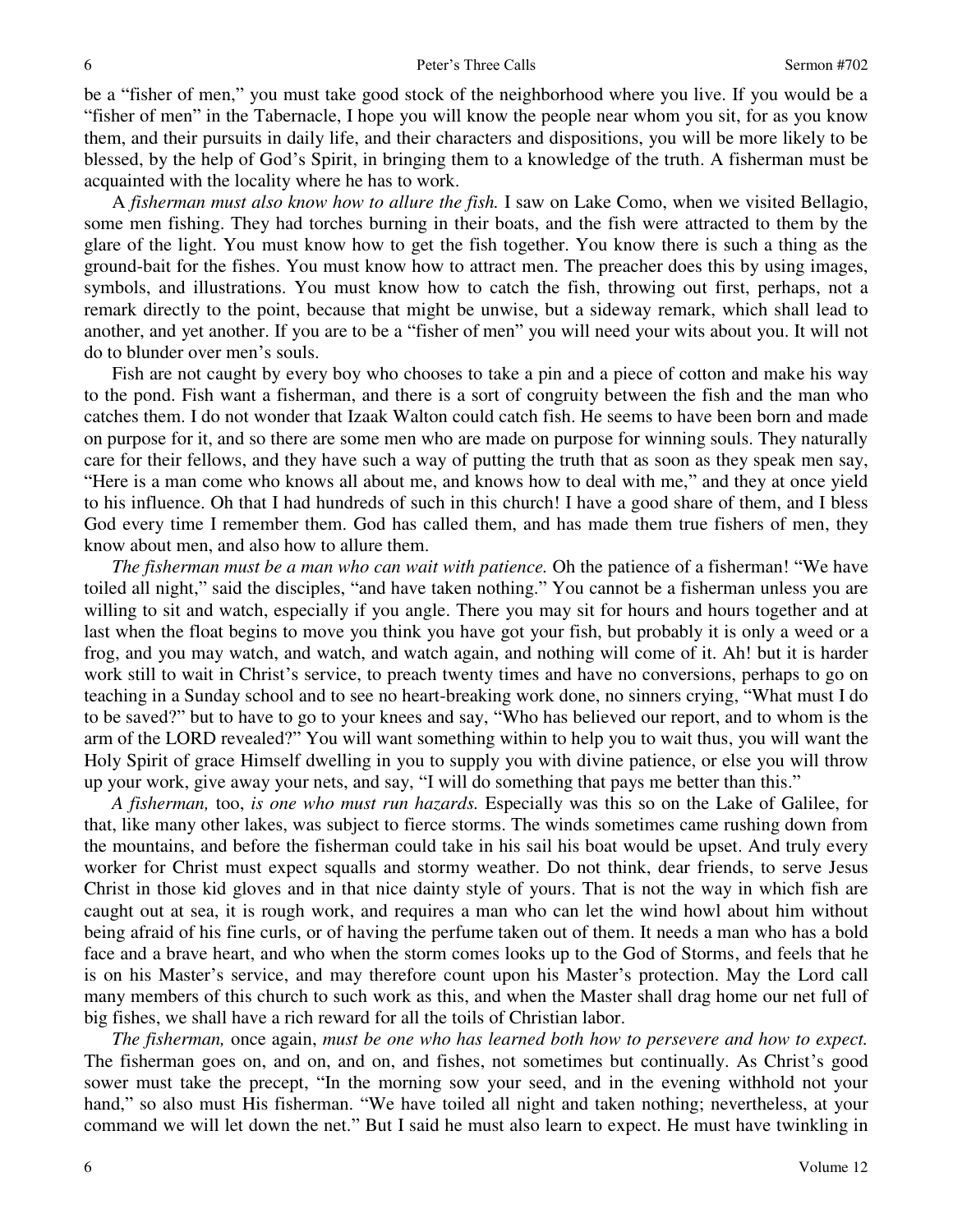be a "fisher of men," you must take good stock of the neighborhood where you live. If you would be a "fisher of men" in the Tabernacle, I hope you will know the people near whom you sit, for as you know them, and their pursuits in daily life, and their characters and dispositions, you will be more likely to be blessed, by the help of God's Spirit, in bringing them to a knowledge of the truth. A fisherman must be acquainted with the locality where he has to work.

A *fisherman must also know how to allure the fish.* I saw on Lake Como, when we visited Bellagio, some men fishing. They had torches burning in their boats, and the fish were attracted to them by the glare of the light. You must know how to get the fish together. You know there is such a thing as the ground-bait for the fishes. You must know how to attract men. The preacher does this by using images, symbols, and illustrations. You must know how to catch the fish, throwing out first, perhaps, not a remark directly to the point, because that might be unwise, but a sideway remark, which shall lead to another, and yet another. If you are to be a "fisher of men" you will need your wits about you. It will not do to blunder over men's souls.

Fish are not caught by every boy who chooses to take a pin and a piece of cotton and make his way to the pond. Fish want a fisherman, and there is a sort of congruity between the fish and the man who catches them. I do not wonder that Izaak Walton could catch fish. He seems to have been born and made on purpose for it, and so there are some men who are made on purpose for winning souls. They naturally care for their fellows, and they have such a way of putting the truth that as soon as they speak men say, "Here is a man come who knows all about me, and knows how to deal with me," and they at once yield to his influence. Oh that I had hundreds of such in this church! I have a good share of them, and I bless God every time I remember them. God has called them, and has made them true fishers of men, they know about men, and also how to allure them.

*The fisherman must be a man who can wait with patience.* Oh the patience of a fisherman! "We have toiled all night," said the disciples, "and have taken nothing." You cannot be a fisherman unless you are willing to sit and watch, especially if you angle. There you may sit for hours and hours together and at last when the float begins to move you think you have got your fish, but probably it is only a weed or a frog, and you may watch, and watch, and watch again, and nothing will come of it. Ah! but it is harder work still to wait in Christ's service, to preach twenty times and have no conversions, perhaps to go on teaching in a Sunday school and to see no heart-breaking work done, no sinners crying, "What must I do to be saved?" but to have to go to your knees and say, "Who has believed our report, and to whom is the arm of the LORD revealed?" You will want something within to help you to wait thus, you will want the Holy Spirit of grace Himself dwelling in you to supply you with divine patience, or else you will throw up your work, give away your nets, and say, "I will do something that pays me better than this."

*A fisherman,* too, *is one who must run hazards.* Especially was this so on the Lake of Galilee, for that, like many other lakes, was subject to fierce storms. The winds sometimes came rushing down from the mountains, and before the fisherman could take in his sail his boat would be upset. And truly every worker for Christ must expect squalls and stormy weather. Do not think, dear friends, to serve Jesus Christ in those kid gloves and in that nice dainty style of yours. That is not the way in which fish are caught out at sea, it is rough work, and requires a man who can let the wind howl about him without being afraid of his fine curls, or of having the perfume taken out of them. It needs a man who has a bold face and a brave heart, and who when the storm comes looks up to the God of Storms, and feels that he is on his Master's service, and may therefore count upon his Master's protection. May the Lord call many members of this church to such work as this, and when the Master shall drag home our net full of big fishes, we shall have a rich reward for all the toils of Christian labor.

*The fisherman,* once again, *must be one who has learned both how to persevere and how to expect.* The fisherman goes on, and on, and on, and fishes, not sometimes but continually. As Christ's good sower must take the precept, "In the morning sow your seed, and in the evening withhold not your hand," so also must His fisherman. "We have toiled all night and taken nothing; nevertheless, at your command we will let down the net." But I said he must also learn to expect. He must have twinkling in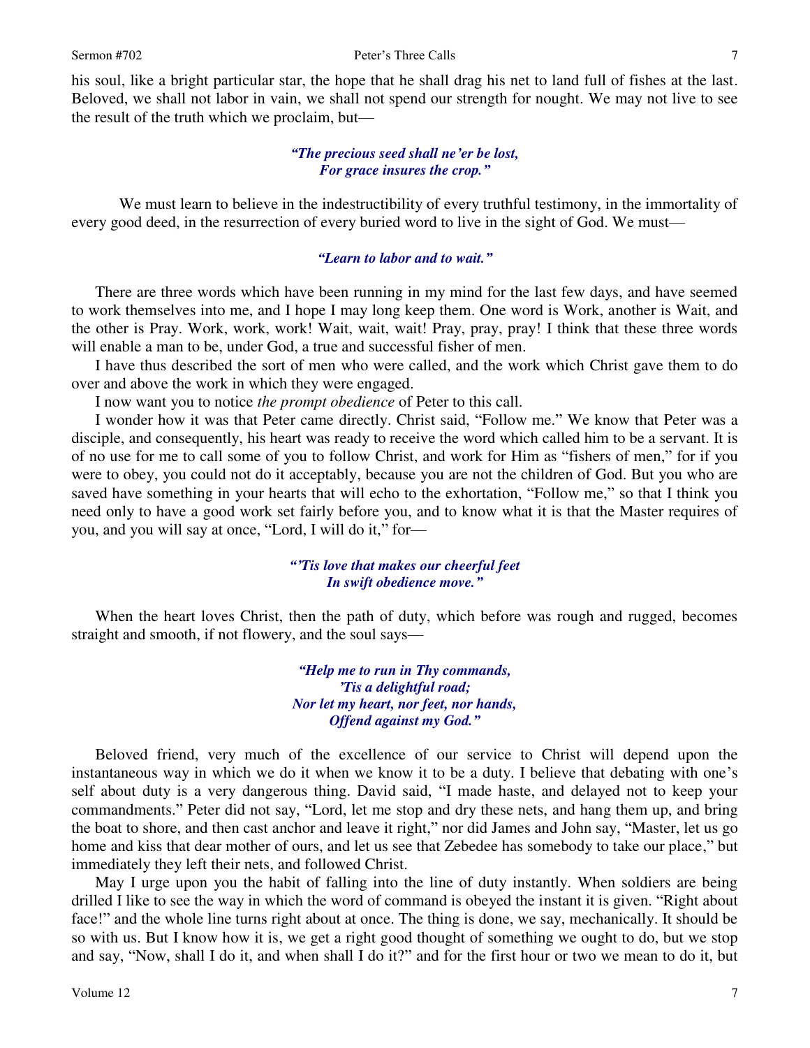his soul, like a bright particular star, the hope that he shall drag his net to land full of fishes at the last. Beloved, we shall not labor in vain, we shall not spend our strength for nought. We may not live to see the result of the truth which we proclaim, but—

> ***"The precious seed shall ne'er be lost,***
> ***For grace insures the crop."***

We must learn to believe in the indestructibility of every truthful testimony, in the immortality of every good deed, in the resurrection of every buried word to live in the sight of God. We must—

> ***"Learn to labor and to wait."***

There are three words which have been running in my mind for the last few days, and have seemed to work themselves into me, and I hope I may long keep them. One word is Work, another is Wait, and the other is Pray. Work, work, work! Wait, wait, wait! Pray, pray, pray! I think that these three words will enable a man to be, under God, a true and successful fisher of men.

I have thus described the sort of men who were called, and the work which Christ gave them to do over and above the work in which they were engaged.

I now want you to notice *the prompt obedience* of Peter to this call.

I wonder how it was that Peter came directly. Christ said, "Follow me." We know that Peter was a disciple, and consequently, his heart was ready to receive the word which called him to be a servant. It is of no use for me to call some of you to follow Christ, and work for Him as "fishers of men," for if you were to obey, you could not do it acceptably, because you are not the children of God. But you who are saved have something in your hearts that will echo to the exhortation, "Follow me," so that I think you need only to have a good work set fairly before you, and to know what it is that the Master requires of you, and you will say at once, "Lord, I will do it," for—

> ***"'Tis love that makes our cheerful feet***
> ***In swift obedience move."***

When the heart loves Christ, then the path of duty, which before was rough and rugged, becomes straight and smooth, if not flowery, and the soul says—

> ***"Help me to run in Thy commands,***
> ***'Tis a delightful road;***
> ***Nor let my heart, nor feet, nor hands,***
> ***Offend against my God."***

Beloved friend, very much of the excellence of our service to Christ will depend upon the instantaneous way in which we do it when we know it to be a duty. I believe that debating with one's self about duty is a very dangerous thing. David said, "I made haste, and delayed not to keep your commandments." Peter did not say, "Lord, let me stop and dry these nets, and hang them up, and bring the boat to shore, and then cast anchor and leave it right," nor did James and John say, "Master, let us go home and kiss that dear mother of ours, and let us see that Zebedee has somebody to take our place," but immediately they left their nets, and followed Christ.

May I urge upon you the habit of falling into the line of duty instantly. When soldiers are being drilled I like to see the way in which the word of command is obeyed the instant it is given. "Right about face!" and the whole line turns right about at once. The thing is done, we say, mechanically. It should be so with us. But I know how it is, we get a right good thought of something we ought to do, but we stop and say, "Now, shall I do it, and when shall I do it?" and for the first hour or two we mean to do it, but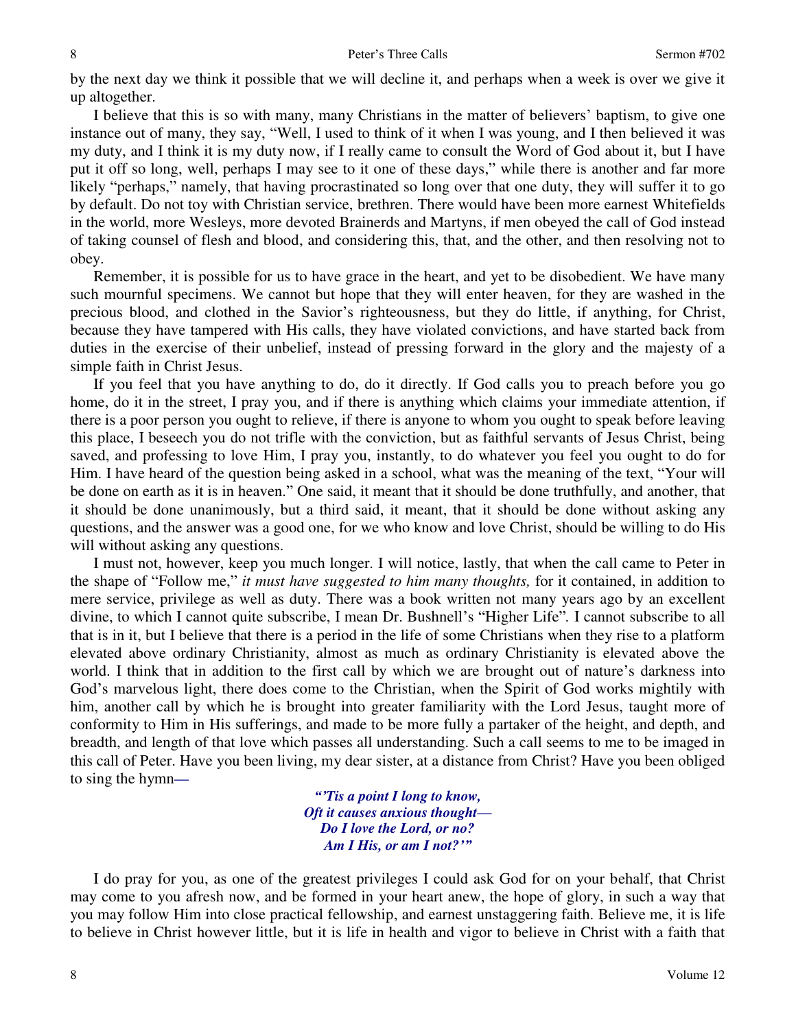by the next day we think it possible that we will decline it, and perhaps when a week is over we give it up altogether.

I believe that this is so with many, many Christians in the matter of believers' baptism, to give one instance out of many, they say, "Well, I used to think of it when I was young, and I then believed it was my duty, and I think it is my duty now, if I really came to consult the Word of God about it, but I have put it off so long, well, perhaps I may see to it one of these days," while there is another and far more likely "perhaps," namely, that having procrastinated so long over that one duty, they will suffer it to go by default. Do not toy with Christian service, brethren. There would have been more earnest Whitefields in the world, more Wesleys, more devoted Brainerds and Martyns, if men obeyed the call of God instead of taking counsel of flesh and blood, and considering this, that, and the other, and then resolving not to obey.

Remember, it is possible for us to have grace in the heart, and yet to be disobedient. We have many such mournful specimens. We cannot but hope that they will enter heaven, for they are washed in the precious blood, and clothed in the Savior's righteousness, but they do little, if anything, for Christ, because they have tampered with His calls, they have violated convictions, and have started back from duties in the exercise of their unbelief, instead of pressing forward in the glory and the majesty of a simple faith in Christ Jesus.

If you feel that you have anything to do, do it directly. If God calls you to preach before you go home, do it in the street, I pray you, and if there is anything which claims your immediate attention, if there is a poor person you ought to relieve, if there is anyone to whom you ought to speak before leaving this place, I beseech you do not trifle with the conviction, but as faithful servants of Jesus Christ, being saved, and professing to love Him, I pray you, instantly, to do whatever you feel you ought to do for Him. I have heard of the question being asked in a school, what was the meaning of the text, "Your will be done on earth as it is in heaven." One said, it meant that it should be done truthfully, and another, that it should be done unanimously, but a third said, it meant, that it should be done without asking any questions, and the answer was a good one, for we who know and love Christ, should be willing to do His will without asking any questions.

I must not, however, keep you much longer. I will notice, lastly, that when the call came to Peter in the shape of "Follow me," *it must have suggested to him many thoughts,* for it contained, in addition to mere service, privilege as well as duty. There was a book written not many years ago by an excellent divine, to which I cannot quite subscribe, I mean Dr. Bushnell's "Higher Life". I cannot subscribe to all that is in it, but I believe that there is a period in the life of some Christians when they rise to a platform elevated above ordinary Christianity, almost as much as ordinary Christianity is elevated above the world. I think that in addition to the first call by which we are brought out of nature's darkness into God's marvelous light, there does come to the Christian, when the Spirit of God works mightily with him, another call by which he is brought into greater familiarity with the Lord Jesus, taught more of conformity to Him in His sufferings, and made to be more fully a partaker of the height, and depth, and breadth, and length of that love which passes all understanding. Such a call seems to me to be imaged in this call of Peter. Have you been living, my dear sister, at a distance from Christ? Have you been obliged to sing the hymn—

> ***"'Tis a point I long to know,***
> ***Oft it causes anxious thought—***
> ***Do I love the Lord, or no?***
> ***Am I His, or am I not?'"***

I do pray for you, as one of the greatest privileges I could ask God for on your behalf, that Christ may come to you afresh now, and be formed in your heart anew, the hope of glory, in such a way that you may follow Him into close practical fellowship, and earnest unstaggering faith. Believe me, it is life to believe in Christ however little, but it is life in health and vigor to believe in Christ with a faith that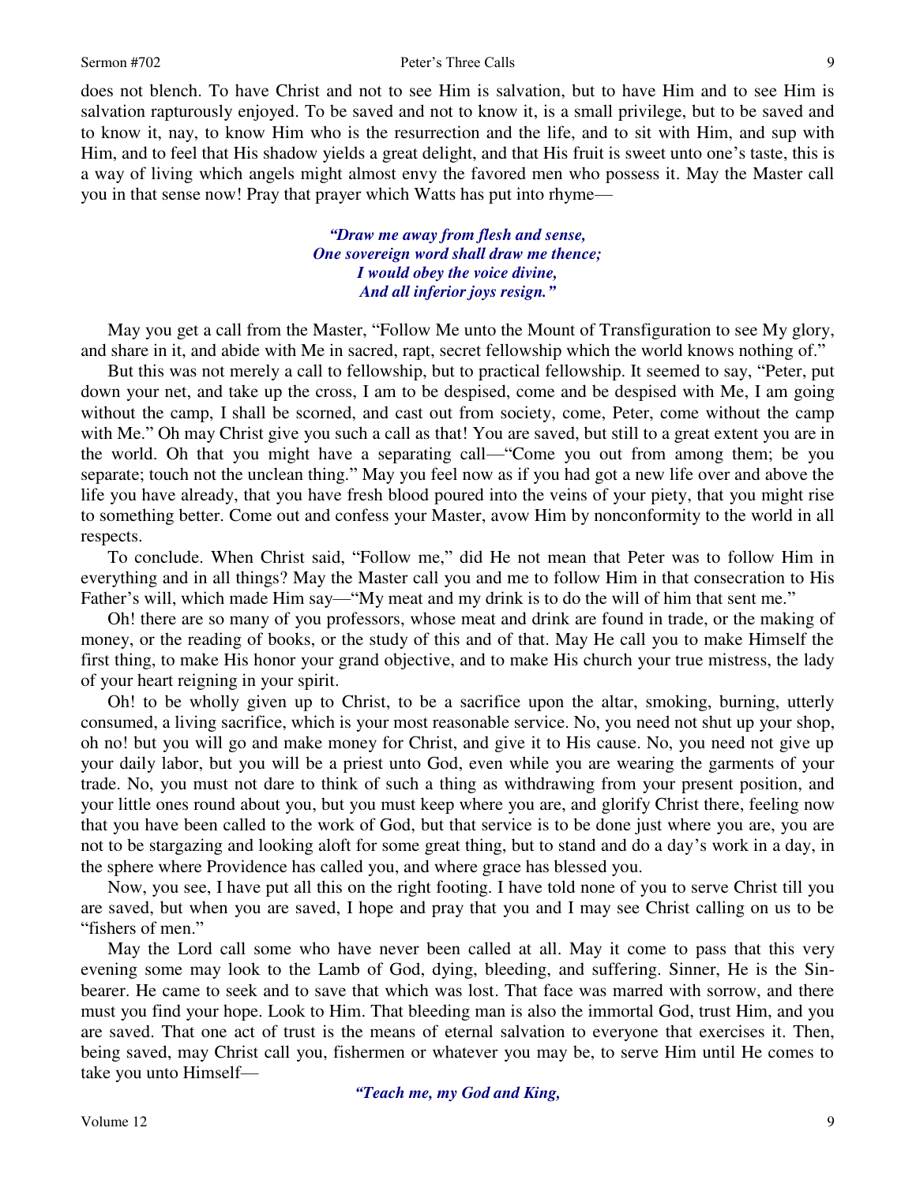does not blench. To have Christ and not to see Him is salvation, but to have Him and to see Him is salvation rapturously enjoyed. To be saved and not to know it, is a small privilege, but to be saved and to know it, nay, to know Him who is the resurrection and the life, and to sit with Him, and sup with Him, and to feel that His shadow yields a great delight, and that His fruit is sweet unto one's taste, this is a way of living which angels might almost envy the favored men who possess it. May the Master call you in that sense now! Pray that prayer which Watts has put into rhyme—

> ***"Draw me away from flesh and sense,***
> ***One sovereign word shall draw me thence;***
> ***I would obey the voice divine,***
> ***And all inferior joys resign."***

May you get a call from the Master, "Follow Me unto the Mount of Transfiguration to see My glory, and share in it, and abide with Me in sacred, rapt, secret fellowship which the world knows nothing of."

But this was not merely a call to fellowship, but to practical fellowship. It seemed to say, "Peter, put down your net, and take up the cross, I am to be despised, come and be despised with Me, I am going without the camp, I shall be scorned, and cast out from society, come, Peter, come without the camp with Me." Oh may Christ give you such a call as that! You are saved, but still to a great extent you are in the world. Oh that you might have a separating call—"Come you out from among them; be you separate; touch not the unclean thing." May you feel now as if you had got a new life over and above the life you have already, that you have fresh blood poured into the veins of your piety, that you might rise to something better. Come out and confess your Master, avow Him by nonconformity to the world in all respects.

To conclude. When Christ said, "Follow me," did He not mean that Peter was to follow Him in everything and in all things? May the Master call you and me to follow Him in that consecration to His Father's will, which made Him say—"My meat and my drink is to do the will of him that sent me."

Oh! there are so many of you professors, whose meat and drink are found in trade, or the making of money, or the reading of books, or the study of this and of that. May He call you to make Himself the first thing, to make His honor your grand objective, and to make His church your true mistress, the lady of your heart reigning in your spirit.

Oh! to be wholly given up to Christ, to be a sacrifice upon the altar, smoking, burning, utterly consumed, a living sacrifice, which is your most reasonable service. No, you need not shut up your shop, oh no! but you will go and make money for Christ, and give it to His cause. No, you need not give up your daily labor, but you will be a priest unto God, even while you are wearing the garments of your trade. No, you must not dare to think of such a thing as withdrawing from your present position, and your little ones round about you, but you must keep where you are, and glorify Christ there, feeling now that you have been called to the work of God, but that service is to be done just where you are, you are not to be stargazing and looking aloft for some great thing, but to stand and do a day's work in a day, in the sphere where Providence has called you, and where grace has blessed you.

Now, you see, I have put all this on the right footing. I have told none of you to serve Christ till you are saved, but when you are saved, I hope and pray that you and I may see Christ calling on us to be "fishers of men."

May the Lord call some who have never been called at all. May it come to pass that this very evening some may look to the Lamb of God, dying, bleeding, and suffering. Sinner, He is the Sin-bearer. He came to seek and to save that which was lost. That face was marred with sorrow, and there must you find your hope. Look to Him. That bleeding man is also the immortal God, trust Him, and you are saved. That one act of trust is the means of eternal salvation to everyone that exercises it. Then, being saved, may Christ call you, fishermen or whatever you may be, to serve Him until He comes to take you unto Himself—

> ***"Teach me, my God and King,***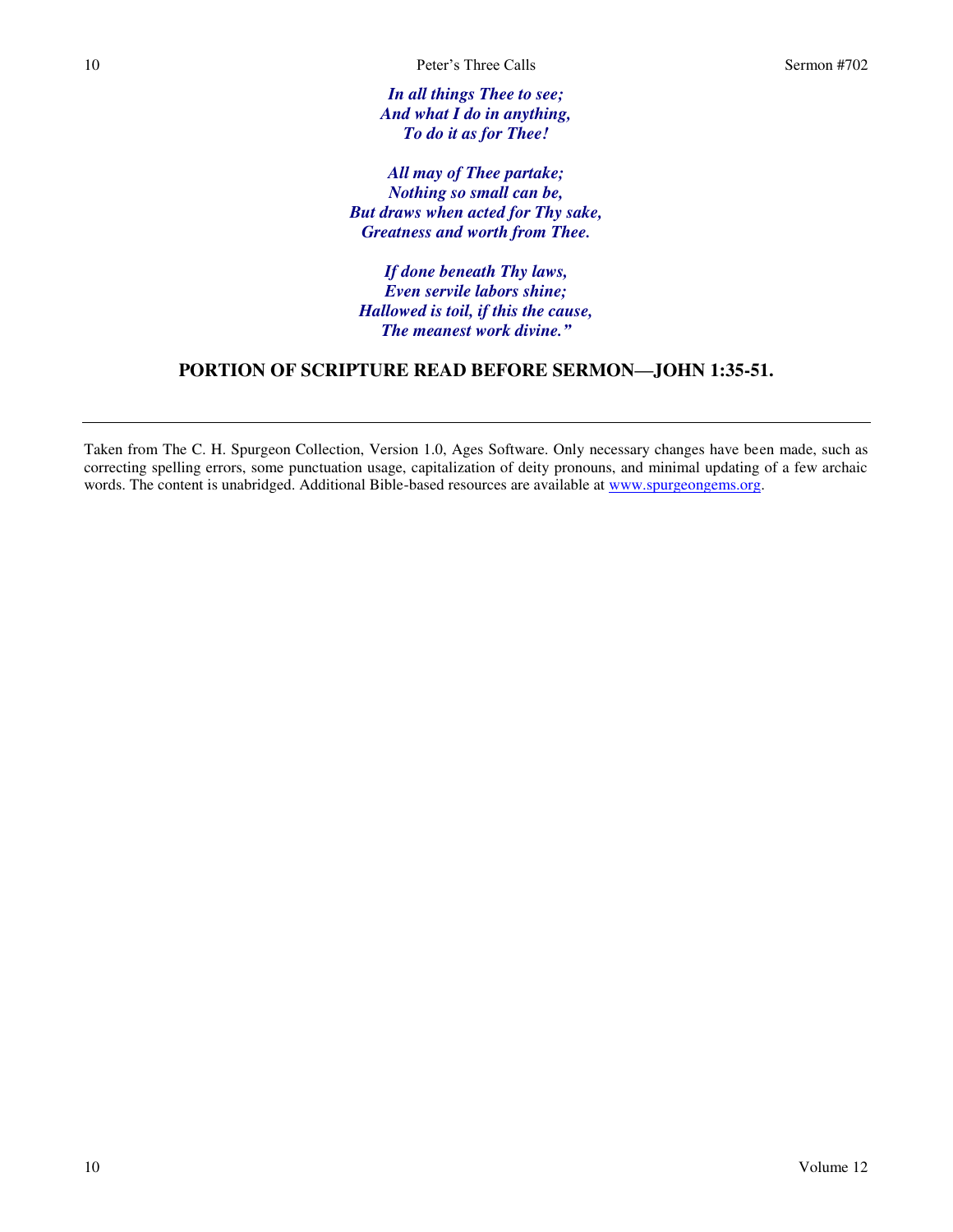***In all things Thee to see;***
***And what I do in anything,***
***To do it as for Thee!***

***All may of Thee partake;***
***Nothing so small can be,***
***But draws when acted for Thy sake,***
***Greatness and worth from Thee.***

***If done beneath Thy laws,***
***Even servile labors shine;***
***Hallowed is toil, if this the cause,***
***The meanest work divine."***

## PORTION OF SCRIPTURE READ BEFORE SERMON—JOHN 1:35-51.

---

Taken from The C. H. Spurgeon Collection, Version 1.0, Ages Software. Only necessary changes have been made, such as correcting spelling errors, some punctuation usage, capitalization of deity pronouns, and minimal updating of a few archaic words. The content is unabridged. Additional Bible-based resources are available at [www.spurgeongems.org](www.spurgeongems.org).